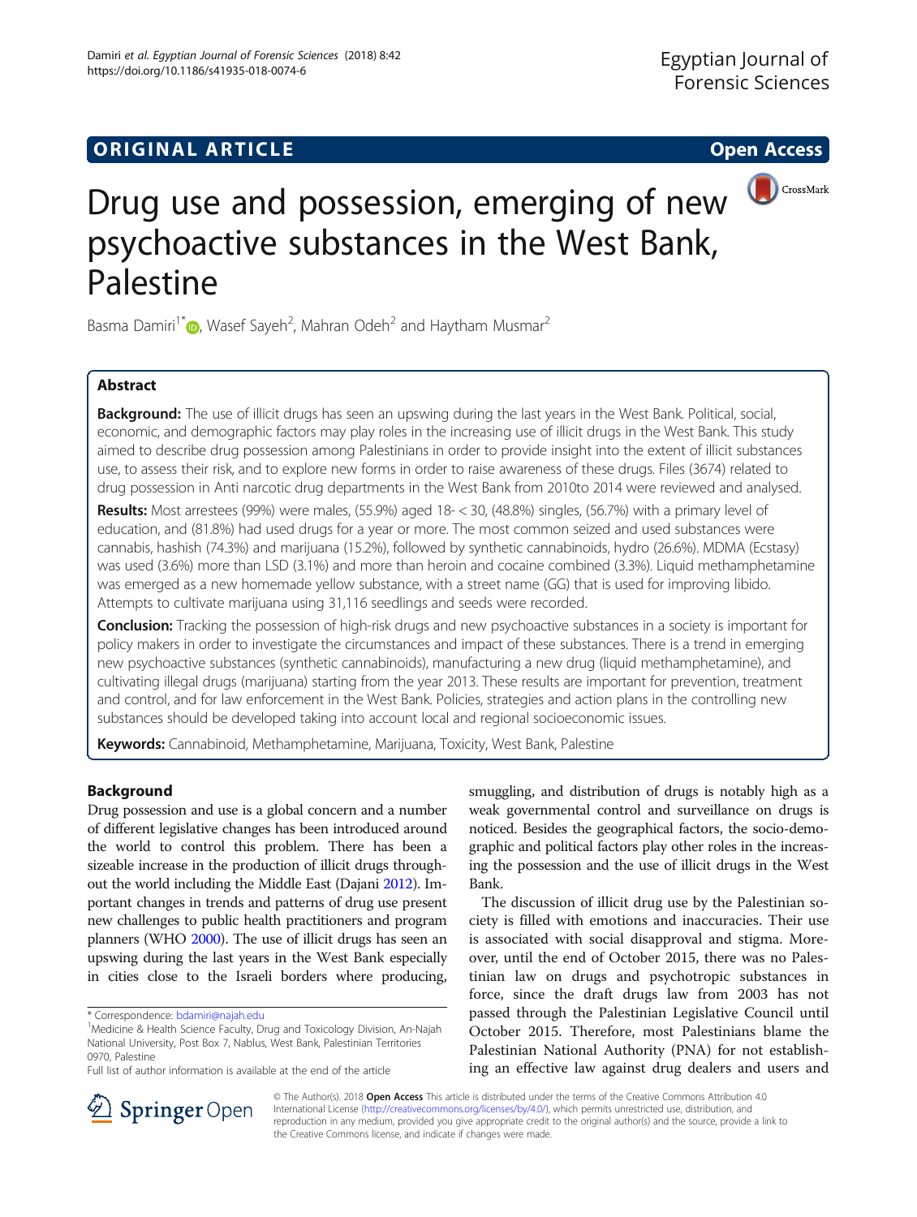**ORIGINAL ARTICLE** **Open Access**

# Drug use and possession, emerging of new psychoactive substances in the West Bank, Palestine

Basma Damiri[1*], Wasef Sayeh[2], Mahran Odeh[2] and Haytham Musmar[2]

## Abstract

**Background:** The use of illicit drugs has seen an upswing during the last years in the West Bank. Political, social, economic, and demographic factors may play roles in the increasing use of illicit drugs in the West Bank. This study aimed to describe drug possession among Palestinians in order to provide insight into the extent of illicit substances use, to assess their risk, and to explore new forms in order to raise awareness of these drugs. Files (3674) related to drug possession in Anti narcotic drug departments in the West Bank from 2010to 2014 were reviewed and analysed.

**Results:** Most arrestees (99%) were males, (55.9%) aged 18- < 30, (48.8%) singles, (56.7%) with a primary level of education, and (81.8%) had used drugs for a year or more. The most common seized and used substances were cannabis, hashish (74.3%) and marijuana (15.2%), followed by synthetic cannabinoids, hydro (26.6%). MDMA (Ecstasy) was used (3.6%) more than LSD (3.1%) and more than heroin and cocaine combined (3.3%). Liquid methamphetamine was emerged as a new homemade yellow substance, with a street name (GG) that is used for improving libido. Attempts to cultivate marijuana using 31,116 seedlings and seeds were recorded.

**Conclusion:** Tracking the possession of high-risk drugs and new psychoactive substances in a society is important for policy makers in order to investigate the circumstances and impact of these substances. There is a trend in emerging new psychoactive substances (synthetic cannabinoids), manufacturing a new drug (liquid methamphetamine), and cultivating illegal drugs (marijuana) starting from the year 2013. These results are important for prevention, treatment and control, and for law enforcement in the West Bank. Policies, strategies and action plans in the controlling new substances should be developed taking into account local and regional socioeconomic issues.

**Keywords:** Cannabinoid, Methamphetamine, Marijuana, Toxicity, West Bank, Palestine

## Background

Drug possession and use is a global concern and a number of different legislative changes has been introduced around the world to control this problem. There has been a sizeable increase in the production of illicit drugs throughout the world including the Middle East (Dajani 2012). Important changes in trends and patterns of drug use present new challenges to public health practitioners and program planners (WHO 2000). The use of illicit drugs has seen an upswing during the last years in the West Bank especially in cities close to the Israeli borders where producing, smuggling, and distribution of drugs is notably high as a weak governmental control and surveillance on drugs is noticed. Besides the geographical factors, the socio-demographic and political factors play other roles in the increasing the possession and the use of illicit drugs in the West Bank.

The discussion of illicit drug use by the Palestinian society is filled with emotions and inaccuracies. Their use is associated with social disapproval and stigma. Moreover, until the end of October 2015, there was no Palestinian law on drugs and psychotropic substances in force, since the draft drugs law from 2003 has not passed through the Palestinian Legislative Council until October 2015. Therefore, most Palestinians blame the Palestinian National Authority (PNA) for not establishing an effective law against drug dealers and users and

\* Correspondence: bdamiri@najah.edu
[1]Medicine & Health Science Faculty, Drug and Toxicology Division, An-Najah National University, Post Box 7, Nablus, West Bank, Palestinian Territories 0970, Palestine
Full list of author information is available at the end of the article

© The Author(s). 2018 **Open Access** This article is distributed under the terms of the Creative Commons Attribution 4.0 International License (http://creativecommons.org/licenses/by/4.0/), which permits unrestricted use, distribution, and reproduction in any medium, provided you give appropriate credit to the original author(s) and the source, provide a link to the Creative Commons license, and indicate if changes were made.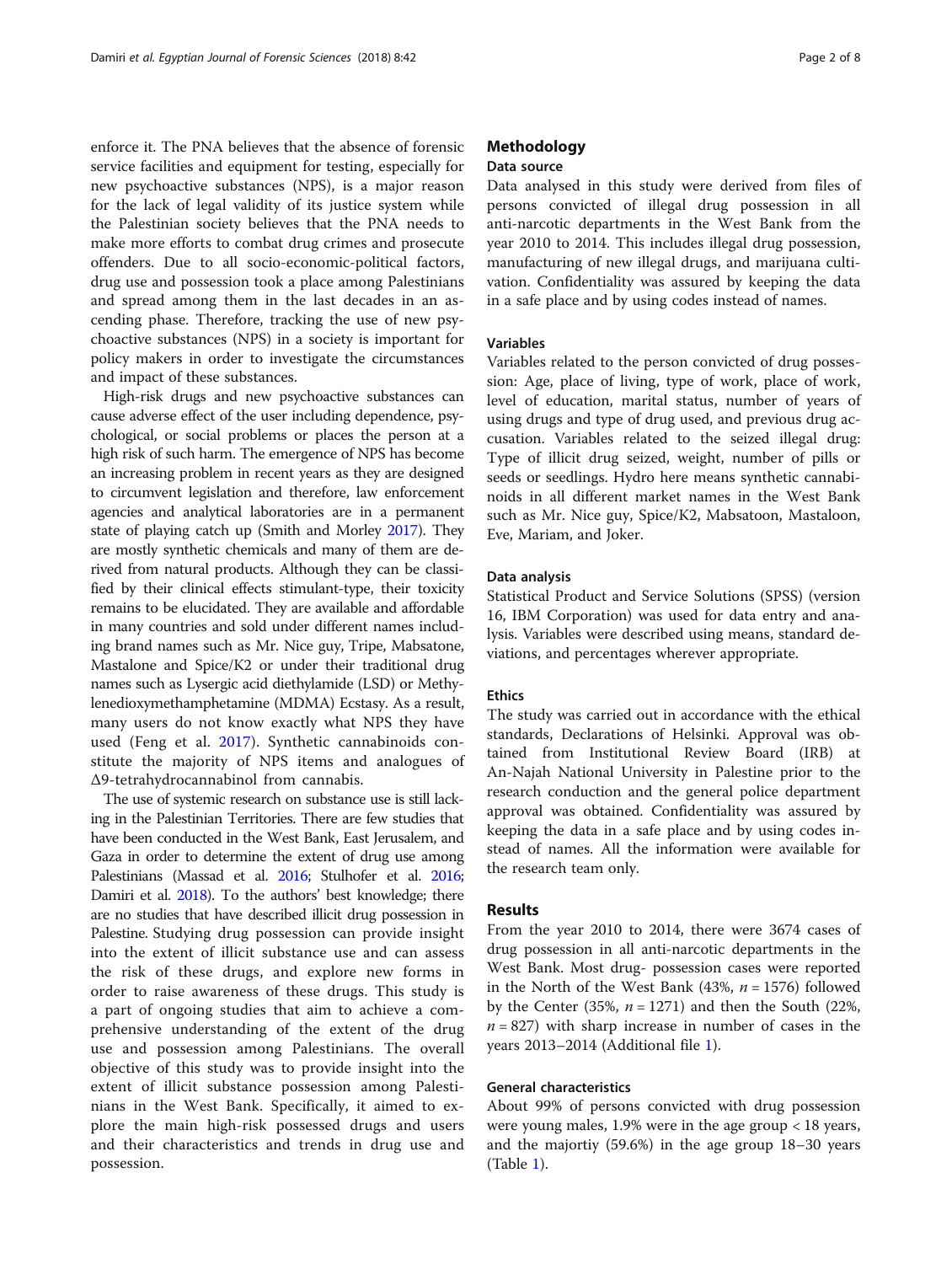enforce it. The PNA believes that the absence of forensic service facilities and equipment for testing, especially for new psychoactive substances (NPS), is a major reason for the lack of legal validity of its justice system while the Palestinian society believes that the PNA needs to make more efforts to combat drug crimes and prosecute offenders. Due to all socio-economic-political factors, drug use and possession took a place among Palestinians and spread among them in the last decades in an ascending phase. Therefore, tracking the use of new psychoactive substances (NPS) in a society is important for policy makers in order to investigate the circumstances and impact of these substances.

High-risk drugs and new psychoactive substances can cause adverse effect of the user including dependence, psychological, or social problems or places the person at a high risk of such harm. The emergence of NPS has become an increasing problem in recent years as they are designed to circumvent legislation and therefore, law enforcement agencies and analytical laboratories are in a permanent state of playing catch up (Smith and Morley 2017). They are mostly synthetic chemicals and many of them are derived from natural products. Although they can be classified by their clinical effects stimulant-type, their toxicity remains to be elucidated. They are available and affordable in many countries and sold under different names including brand names such as Mr. Nice guy, Tripe, Mabsatone, Mastalone and Spice/K2 or under their traditional drug names such as Lysergic acid diethylamide (LSD) or Methylenedioxymethamphetamine (MDMA) Ecstasy. As a result, many users do not know exactly what NPS they have used (Feng et al. 2017). Synthetic cannabinoids constitute the majority of NPS items and analogues of Δ9-tetrahydrocannabinol from cannabis.

The use of systemic research on substance use is still lacking in the Palestinian Territories. There are few studies that have been conducted in the West Bank, East Jerusalem, and Gaza in order to determine the extent of drug use among Palestinians (Massad et al. 2016; Stulhofer et al. 2016; Damiri et al. 2018). To the authors' best knowledge; there are no studies that have described illicit drug possession in Palestine. Studying drug possession can provide insight into the extent of illicit substance use and can assess the risk of these drugs, and explore new forms in order to raise awareness of these drugs. This study is a part of ongoing studies that aim to achieve a comprehensive understanding of the extent of the drug use and possession among Palestinians. The overall objective of this study was to provide insight into the extent of illicit substance possession among Palestinians in the West Bank. Specifically, it aimed to explore the main high-risk possessed drugs and users and their characteristics and trends in drug use and possession.

## Methodology

### Data source

Data analysed in this study were derived from files of persons convicted of illegal drug possession in all anti-narcotic departments in the West Bank from the year 2010 to 2014. This includes illegal drug possession, manufacturing of new illegal drugs, and marijuana cultivation. Confidentiality was assured by keeping the data in a safe place and by using codes instead of names.

### Variables

Variables related to the person convicted of drug possession: Age, place of living, type of work, place of work, level of education, marital status, number of years of using drugs and type of drug used, and previous drug accusation. Variables related to the seized illegal drug: Type of illicit drug seized, weight, number of pills or seeds or seedlings. Hydro here means synthetic cannabinoids in all different market names in the West Bank such as Mr. Nice guy, Spice/K2, Mabsatoon, Mastaloon, Eve, Mariam, and Joker.

### Data analysis

Statistical Product and Service Solutions (SPSS) (version 16, IBM Corporation) was used for data entry and analysis. Variables were described using means, standard deviations, and percentages wherever appropriate.

### Ethics

The study was carried out in accordance with the ethical standards, Declarations of Helsinki. Approval was obtained from Institutional Review Board (IRB) at An-Najah National University in Palestine prior to the research conduction and the general police department approval was obtained. Confidentiality was assured by keeping the data in a safe place and by using codes instead of names. All the information were available for the research team only.

## Results

From the year 2010 to 2014, there were 3674 cases of drug possession in all anti-narcotic departments in the West Bank. Most drug- possession cases were reported in the North of the West Bank (43%, $n = 1576$) followed by the Center (35%, $n = 1271$) and then the South (22%, $n = 827$) with sharp increase in number of cases in the years 2013–2014 (Additional file 1).

### General characteristics

About 99% of persons convicted with drug possession were young males, 1.9% were in the age group < 18 years, and the majortiy (59.6%) in the age group 18–30 years (Table 1).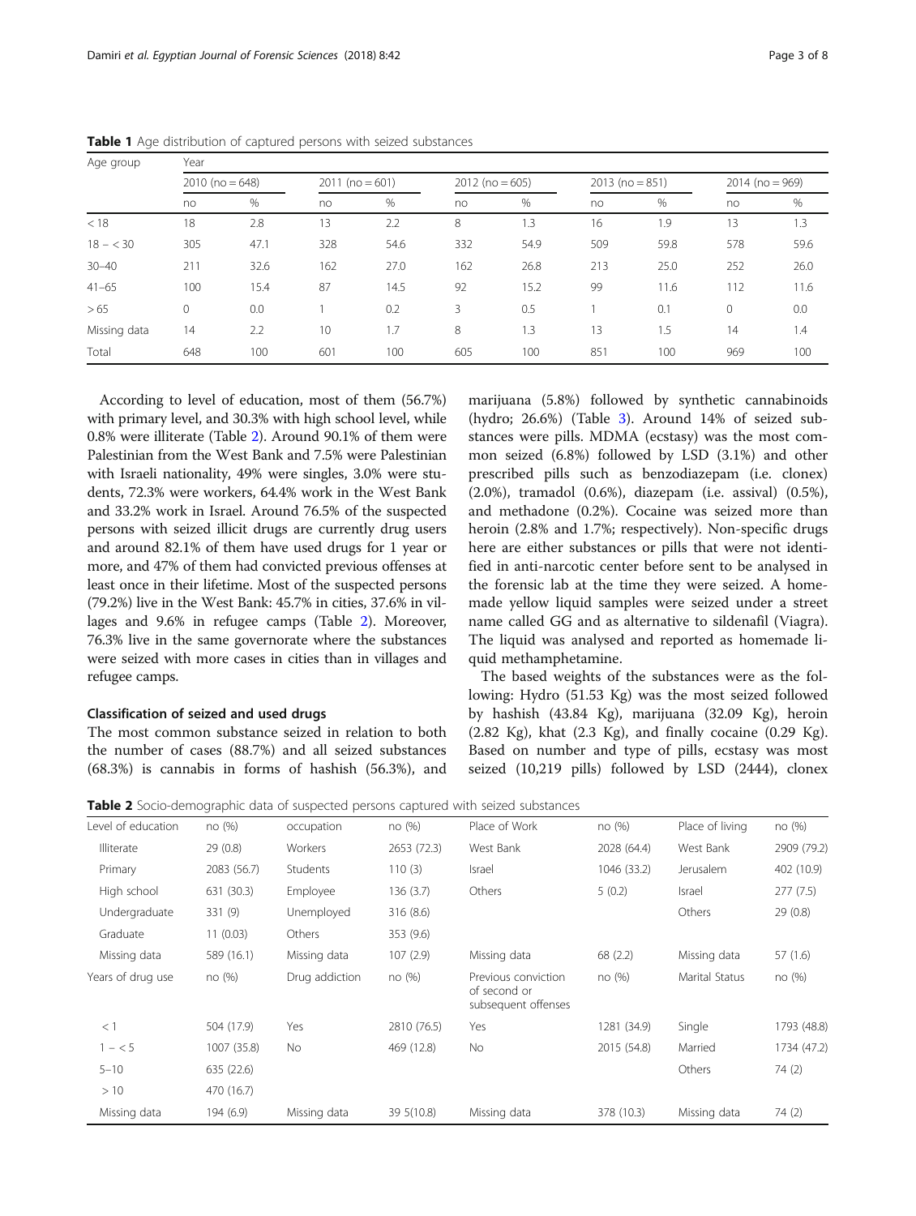**Table 1** Age distribution of captured persons with seized substances

| Age group | Year | | | | | | | | | |
|---|---|---|---|---|---|---|---|---|---|---|
| | 2010 (no = 648) | | 2011 (no = 601) | | 2012 (no = 605) | | 2013 (no = 851) | | 2014 (no = 969) | |
| | no | % | no | % | no | % | no | % | no | % |
| < 18 | 18 | 2.8 | 13 | 2.2 | 8 | 1.3 | 16 | 1.9 | 13 | 1.3 |
| 18 − < 30 | 305 | 47.1 | 328 | 54.6 | 332 | 54.9 | 509 | 59.8 | 578 | 59.6 |
| 30–40 | 211 | 32.6 | 162 | 27.0 | 162 | 26.8 | 213 | 25.0 | 252 | 26.0 |
| 41–65 | 100 | 15.4 | 87 | 14.5 | 92 | 15.2 | 99 | 11.6 | 112 | 11.6 |
| > 65 | 0 | 0.0 | 1 | 0.2 | 3 | 0.5 | 1 | 0.1 | 0 | 0.0 |
| Missing data | 14 | 2.2 | 10 | 1.7 | 8 | 1.3 | 13 | 1.5 | 14 | 1.4 |
| Total | 648 | 100 | 601 | 100 | 605 | 100 | 851 | 100 | 969 | 100 |

According to level of education, most of them (56.7%) with primary level, and 30.3% with high school level, while 0.8% were illiterate (Table 2). Around 90.1% of them were Palestinian from the West Bank and 7.5% were Palestinian with Israeli nationality, 49% were singles, 3.0% were students, 72.3% were workers, 64.4% work in the West Bank and 33.2% work in Israel. Around 76.5% of the suspected persons with seized illicit drugs are currently drug users and around 82.1% of them have used drugs for 1 year or more, and 47% of them had convicted previous offenses at least once in their lifetime. Most of the suspected persons (79.2%) live in the West Bank: 45.7% in cities, 37.6% in villages and 9.6% in refugee camps (Table 2). Moreover, 76.3% live in the same governorate where the substances were seized with more cases in cities than in villages and refugee camps.

### Classification of seized and used drugs

The most common substance seized in relation to both the number of cases (88.7%) and all seized substances (68.3%) is cannabis in forms of hashish (56.3%), and marijuana (5.8%) followed by synthetic cannabinoids (hydro; 26.6%) (Table 3). Around 14% of seized substances were pills. MDMA (ecstasy) was the most common seized (6.8%) followed by LSD (3.1%) and other prescribed pills such as benzodiazepam (i.e. clonex) (2.0%), tramadol (0.6%), diazepam (i.e. assival) (0.5%), and methadone (0.2%). Cocaine was seized more than heroin (2.8% and 1.7%; respectively). Non-specific drugs here are either substances or pills that were not identified in anti-narcotic center before sent to be analysed in the forensic lab at the time they were seized. A homemade yellow liquid samples were seized under a street name called GG and as alternative to sildenafil (Viagra). The liquid was analysed and reported as homemade liquid methamphetamine.

The based weights of the substances were as the following: Hydro (51.53 Kg) was the most seized followed by hashish (43.84 Kg), marijuana (32.09 Kg), heroin (2.82 Kg), khat (2.3 Kg), and finally cocaine (0.29 Kg). Based on number and type of pills, ecstasy was most seized (10,219 pills) followed by LSD (2444), clonex

**Table 2** Socio-demographic data of suspected persons captured with seized substances

| Level of education | no (%) | occupation | no (%) | Place of Work | no (%) | Place of living | no (%) |
|---|---|---|---|---|---|---|---|
| Illiterate | 29 (0.8) | Workers | 2653 (72.3) | West Bank | 2028 (64.4) | West Bank | 2909 (79.2) |
| Primary | 2083 (56.7) | Students | 110 (3) | Israel | 1046 (33.2) | Jerusalem | 402 (10.9) |
| High school | 631 (30.3) | Employee | 136 (3.7) | Others | 5 (0.2) | Israel | 277 (7.5) |
| Undergraduate | 331 (9) | Unemployed | 316 (8.6) | | | Others | 29 (0.8) |
| Graduate | 11 (0.03) | Others | 353 (9.6) | | | | |
| Missing data | 589 (16.1) | Missing data | 107 (2.9) | Missing data | 68 (2.2) | Missing data | 57 (1.6) |
| Years of drug use | no (%) | Drug addiction | no (%) | Previous conviction of second or subsequent offenses | no (%) | Marital Status | no (%) |
| < 1 | 504 (17.9) | Yes | 2810 (76.5) | Yes | 1281 (34.9) | Single | 1793 (48.8) |
| 1 − < 5 | 1007 (35.8) | No | 469 (12.8) | No | 2015 (54.8) | Married | 1734 (47.2) |
| 5–10 | 635 (22.6) | | | | | Others | 74 (2) |
| > 10 | 470 (16.7) | | | | | | |
| Missing data | 194 (6.9) | Missing data | 39 5(10.8) | Missing data | 378 (10.3) | Missing data | 74 (2) |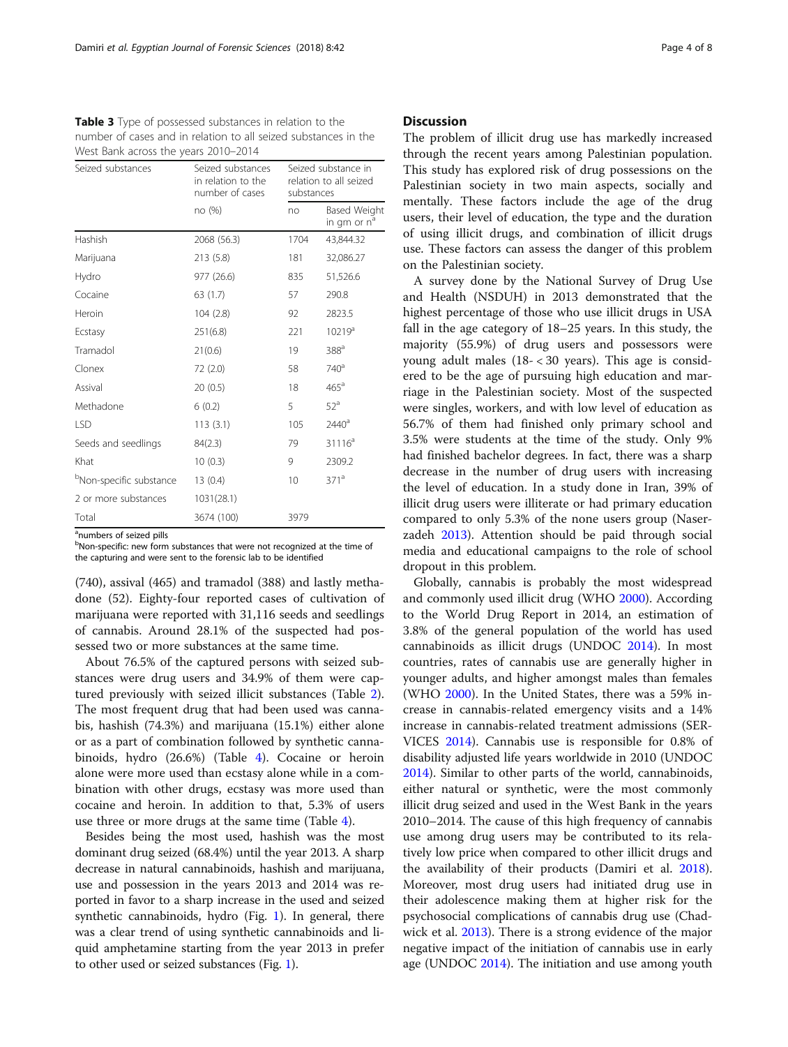**Table 3** Type of possessed substances in relation to the number of cases and in relation to all seized substances in the West Bank across the years 2010–2014

| Seized substances | Seized substances in relation to the number of cases | Seized substance in relation to all seized substances | |
|---|---|---|---|
| | no (%) | no | Based Weight in gm or n[a] |
| Hashish | 2068 (56.3) | 1704 | 43,844.32 |
| Marijuana | 213 (5.8) | 181 | 32,086.27 |
| Hydro | 977 (26.6) | 835 | 51,526.6 |
| Cocaine | 63 (1.7) | 57 | 290.8 |
| Heroin | 104 (2.8) | 92 | 2823.5 |
| Ecstasy | 251(6.8) | 221 | 10219[a] |
| Tramadol | 21(0.6) | 19 | 388[a] |
| Clonex | 72 (2.0) | 58 | 740[a] |
| Assival | 20 (0.5) | 18 | 465[a] |
| Methadone | 6 (0.2) | 5 | 52[a] |
| LSD | 113 (3.1) | 105 | 2440[a] |
| Seeds and seedlings | 84(2.3) | 79 | 31116[a] |
| Khat | 10 (0.3) | 9 | 2309.2 |
| [b]Non-specific substance | 13 (0.4) | 10 | 371[a] |
| 2 or more substances | 1031(28.1) | | |
| Total | 3674 (100) | 3979 | |

[a]numbers of seized pills
[b]Non-specific: new form substances that were not recognized at the time of the capturing and were sent to the forensic lab to be identified

(740), assival (465) and tramadol (388) and lastly methadone (52). Eighty-four reported cases of cultivation of marijuana were reported with 31,116 seeds and seedlings of cannabis. Around 28.1% of the suspected had possessed two or more substances at the same time.

About 76.5% of the captured persons with seized substances were drug users and 34.9% of them were captured previously with seized illicit substances (Table 2). The most frequent drug that had been used was cannabis, hashish (74.3%) and marijuana (15.1%) either alone or as a part of combination followed by synthetic cannabinoids, hydro (26.6%) (Table 4). Cocaine or heroin alone were more used than ecstasy alone while in a combination with other drugs, ecstasy was more used than cocaine and heroin. In addition to that, 5.3% of users use three or more drugs at the same time (Table 4).

Besides being the most used, hashish was the most dominant drug seized (68.4%) until the year 2013. A sharp decrease in natural cannabinoids, hashish and marijuana, use and possession in the years 2013 and 2014 was reported in favor to a sharp increase in the used and seized synthetic cannabinoids, hydro (Fig. 1). In general, there was a clear trend of using synthetic cannabinoids and liquid amphetamine starting from the year 2013 in prefer to other used or seized substances (Fig. 1).

## Discussion

The problem of illicit drug use has markedly increased through the recent years among Palestinian population. This study has explored risk of drug possessions on the Palestinian society in two main aspects, socially and mentally. These factors include the age of the drug users, their level of education, the type and the duration of using illicit drugs, and combination of illicit drugs use. These factors can assess the danger of this problem on the Palestinian society.

A survey done by the National Survey of Drug Use and Health (NSDUH) in 2013 demonstrated that the highest percentage of those who use illicit drugs in USA fall in the age category of 18–25 years. In this study, the majority (55.9%) of drug users and possessors were young adult males (18- < 30 years). This age is considered to be the age of pursuing high education and marriage in the Palestinian society. Most of the suspected were singles, workers, and with low level of education as 56.7% of them had finished only primary school and 3.5% were students at the time of the study. Only 9% had finished bachelor degrees. In fact, there was a sharp decrease in the number of drug users with increasing the level of education. In a study done in Iran, 39% of illicit drug users were illiterate or had primary education compared to only 5.3% of the none users group (Naserzadeh 2013). Attention should be paid through social media and educational campaigns to the role of school dropout in this problem.

Globally, cannabis is probably the most widespread and commonly used illicit drug (WHO 2000). According to the World Drug Report in 2014, an estimation of 3.8% of the general population of the world has used cannabinoids as illicit drugs (UNDOC 2014). In most countries, rates of cannabis use are generally higher in younger adults, and higher amongst males than females (WHO 2000). In the United States, there was a 59% increase in cannabis-related emergency visits and a 14% increase in cannabis-related treatment admissions (SERVICES 2014). Cannabis use is responsible for 0.8% of disability adjusted life years worldwide in 2010 (UNDOC 2014). Similar to other parts of the world, cannabinoids, either natural or synthetic, were the most commonly illicit drug seized and used in the West Bank in the years 2010–2014. The cause of this high frequency of cannabis use among drug users may be contributed to its relatively low price when compared to other illicit drugs and the availability of their products (Damiri et al. 2018). Moreover, most drug users had initiated drug use in their adolescence making them at higher risk for the psychosocial complications of cannabis drug use (Chadwick et al. 2013). There is a strong evidence of the major negative impact of the initiation of cannabis use in early age (UNDOC 2014). The initiation and use among youth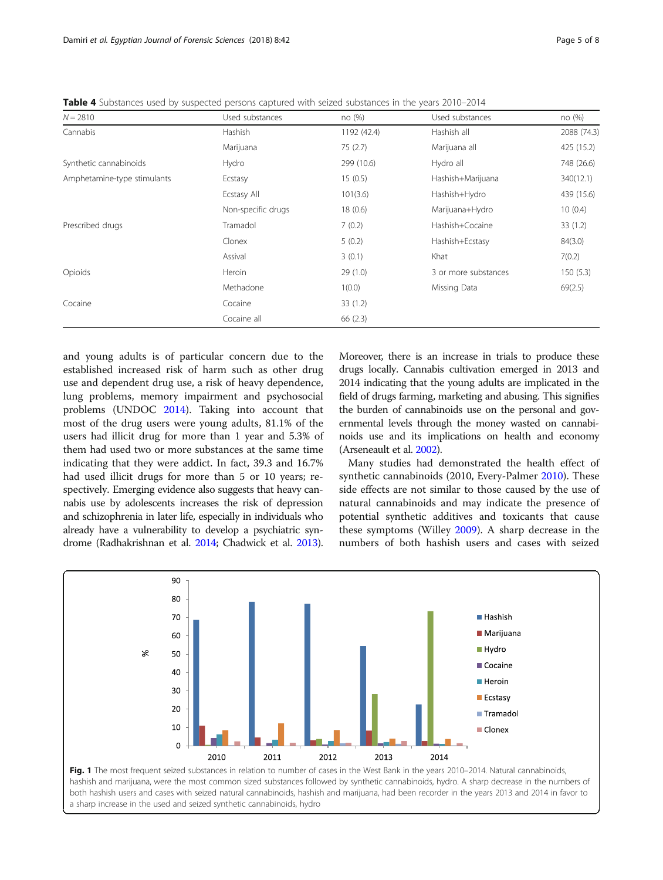**Table 4** Substances used by suspected persons captured with seized substances in the years 2010–2014

| N = 2810 | Used substances | no (%) | Used substances | no (%) |
|---|---|---|---|---|
| Cannabis | Hashish | 1192 (42.4) | Hashish all | 2088 (74.3) |
| | Marijuana | 75 (2.7) | Marijuana all | 425 (15.2) |
| Synthetic cannabinoids | Hydro | 299 (10.6) | Hydro all | 748 (26.6) |
| Amphetamine-type stimulants | Ecstasy | 15 (0.5) | Hashish+Marijuana | 340(12.1) |
| | Ecstasy All | 101(3.6) | Hashish+Hydro | 439 (15.6) |
| | Non-specific drugs | 18 (0.6) | Marijuana+Hydro | 10 (0.4) |
| Prescribed drugs | Tramadol | 7 (0.2) | Hashish+Cocaine | 33 (1.2) |
| | Clonex | 5 (0.2) | Hashish+Ecstasy | 84(3.0) |
| | Assival | 3 (0.1) | Khat | 7(0.2) |
| Opioids | Heroin | 29 (1.0) | 3 or more substances | 150 (5.3) |
| | Methadone | 1(0.0) | Missing Data | 69(2.5) |
| Cocaine | Cocaine | 33 (1.2) | | |
| | Cocaine all | 66 (2.3) | | |

and young adults is of particular concern due to the established increased risk of harm such as other drug use and dependent drug use, a risk of heavy dependence, lung problems, memory impairment and psychosocial problems (UNDOC 2014). Taking into account that most of the drug users were young adults, 81.1% of the users had illicit drug for more than 1 year and 5.3% of them had used two or more substances at the same time indicating that they were addict. In fact, 39.3 and 16.7% had used illicit drugs for more than 5 or 10 years; respectively. Emerging evidence also suggests that heavy cannabis use by adolescents increases the risk of depression and schizophrenia in later life, especially in individuals who already have a vulnerability to develop a psychiatric syndrome (Radhakrishnan et al. 2014; Chadwick et al. 2013). Moreover, there is an increase in trials to produce these drugs locally. Cannabis cultivation emerged in 2013 and 2014 indicating that the young adults are implicated in the field of drugs farming, marketing and abusing. This signifies the burden of cannabinoids use on the personal and governmental levels through the money wasted on cannabinoids use and its implications on health and economy (Arseneault et al. 2002).

Many studies had demonstrated the health effect of synthetic cannabinoids (2010, Every-Palmer 2010). These side effects are not similar to those caused by the use of natural cannabinoids and may indicate the presence of potential synthetic additives and toxicants that cause these symptoms (Willey 2009). A sharp decrease in the numbers of both hashish users and cases with seized

**Fig. 1** The most frequent seized substances in relation to number of cases in the West Bank in the years 2010–2014. Natural cannabinoids, hashish and marijuana, were the most common sized substances followed by synthetic cannabinoids, hydro. A sharp decrease in the numbers of both hashish users and cases with seized natural cannabinoids, hashish and marijuana, had been recorder in the years 2013 and 2014 in favor to a sharp increase in the used and seized synthetic cannabinoids, hydro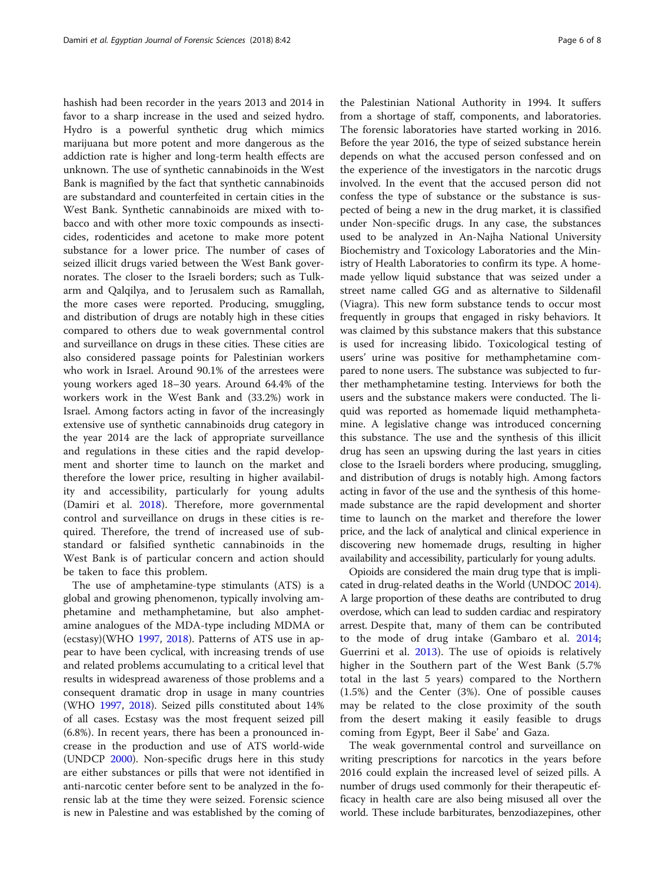hashish had been recorder in the years 2013 and 2014 in favor to a sharp increase in the used and seized hydro. Hydro is a powerful synthetic drug which mimics marijuana but more potent and more dangerous as the addiction rate is higher and long-term health effects are unknown. The use of synthetic cannabinoids in the West Bank is magnified by the fact that synthetic cannabinoids are substandard and counterfeited in certain cities in the West Bank. Synthetic cannabinoids are mixed with tobacco and with other more toxic compounds as insecticides, rodenticides and acetone to make more potent substance for a lower price. The number of cases of seized illicit drugs varied between the West Bank governorates. The closer to the Israeli borders; such as Tulkarm and Qalqilya, and to Jerusalem such as Ramallah, the more cases were reported. Producing, smuggling, and distribution of drugs are notably high in these cities compared to others due to weak governmental control and surveillance on drugs in these cities. These cities are also considered passage points for Palestinian workers who work in Israel. Around 90.1% of the arrestees were young workers aged 18–30 years. Around 64.4% of the workers work in the West Bank and (33.2%) work in Israel. Among factors acting in favor of the increasingly extensive use of synthetic cannabinoids drug category in the year 2014 are the lack of appropriate surveillance and regulations in these cities and the rapid development and shorter time to launch on the market and therefore the lower price, resulting in higher availability and accessibility, particularly for young adults (Damiri et al. 2018). Therefore, more governmental control and surveillance on drugs in these cities is required. Therefore, the trend of increased use of substandard or falsified synthetic cannabinoids in the West Bank is of particular concern and action should be taken to face this problem.

The use of amphetamine-type stimulants (ATS) is a global and growing phenomenon, typically involving amphetamine and methamphetamine, but also amphetamine analogues of the MDA-type including MDMA or (ecstasy)(WHO 1997, 2018). Patterns of ATS use in appear to have been cyclical, with increasing trends of use and related problems accumulating to a critical level that results in widespread awareness of those problems and a consequent dramatic drop in usage in many countries (WHO 1997, 2018). Seized pills constituted about 14% of all cases. Ecstasy was the most frequent seized pill (6.8%). In recent years, there has been a pronounced increase in the production and use of ATS world-wide (UNDCP 2000). Non-specific drugs here in this study are either substances or pills that were not identified in anti-narcotic center before sent to be analyzed in the forensic lab at the time they were seized. Forensic science is new in Palestine and was established by the coming of the Palestinian National Authority in 1994. It suffers from a shortage of staff, components, and laboratories. The forensic laboratories have started working in 2016. Before the year 2016, the type of seized substance herein depends on what the accused person confessed and on the experience of the investigators in the narcotic drugs involved. In the event that the accused person did not confess the type of substance or the substance is suspected of being a new in the drug market, it is classified under Non-specific drugs. In any case, the substances used to be analyzed in An-Najha National University Biochemistry and Toxicology Laboratories and the Ministry of Health Laboratories to confirm its type. A homemade yellow liquid substance that was seized under a street name called GG and as alternative to Sildenafil (Viagra). This new form substance tends to occur most frequently in groups that engaged in risky behaviors. It was claimed by this substance makers that this substance is used for increasing libido. Toxicological testing of users' urine was positive for methamphetamine compared to none users. The substance was subjected to further methamphetamine testing. Interviews for both the users and the substance makers were conducted. The liquid was reported as homemade liquid methamphetamine. A legislative change was introduced concerning this substance. The use and the synthesis of this illicit drug has seen an upswing during the last years in cities close to the Israeli borders where producing, smuggling, and distribution of drugs is notably high. Among factors acting in favor of the use and the synthesis of this homemade substance are the rapid development and shorter time to launch on the market and therefore the lower price, and the lack of analytical and clinical experience in discovering new homemade drugs, resulting in higher availability and accessibility, particularly for young adults.

Opioids are considered the main drug type that is implicated in drug-related deaths in the World (UNDOC 2014). A large proportion of these deaths are contributed to drug overdose, which can lead to sudden cardiac and respiratory arrest. Despite that, many of them can be contributed to the mode of drug intake (Gambaro et al. 2014; Guerrini et al. 2013). The use of opioids is relatively higher in the Southern part of the West Bank (5.7% total in the last 5 years) compared to the Northern (1.5%) and the Center (3%). One of possible causes may be related to the close proximity of the south from the desert making it easily feasible to drugs coming from Egypt, Beer il Sabe' and Gaza.

The weak governmental control and surveillance on writing prescriptions for narcotics in the years before 2016 could explain the increased level of seized pills. A number of drugs used commonly for their therapeutic efficacy in health care are also being misused all over the world. These include barbiturates, benzodiazepines, other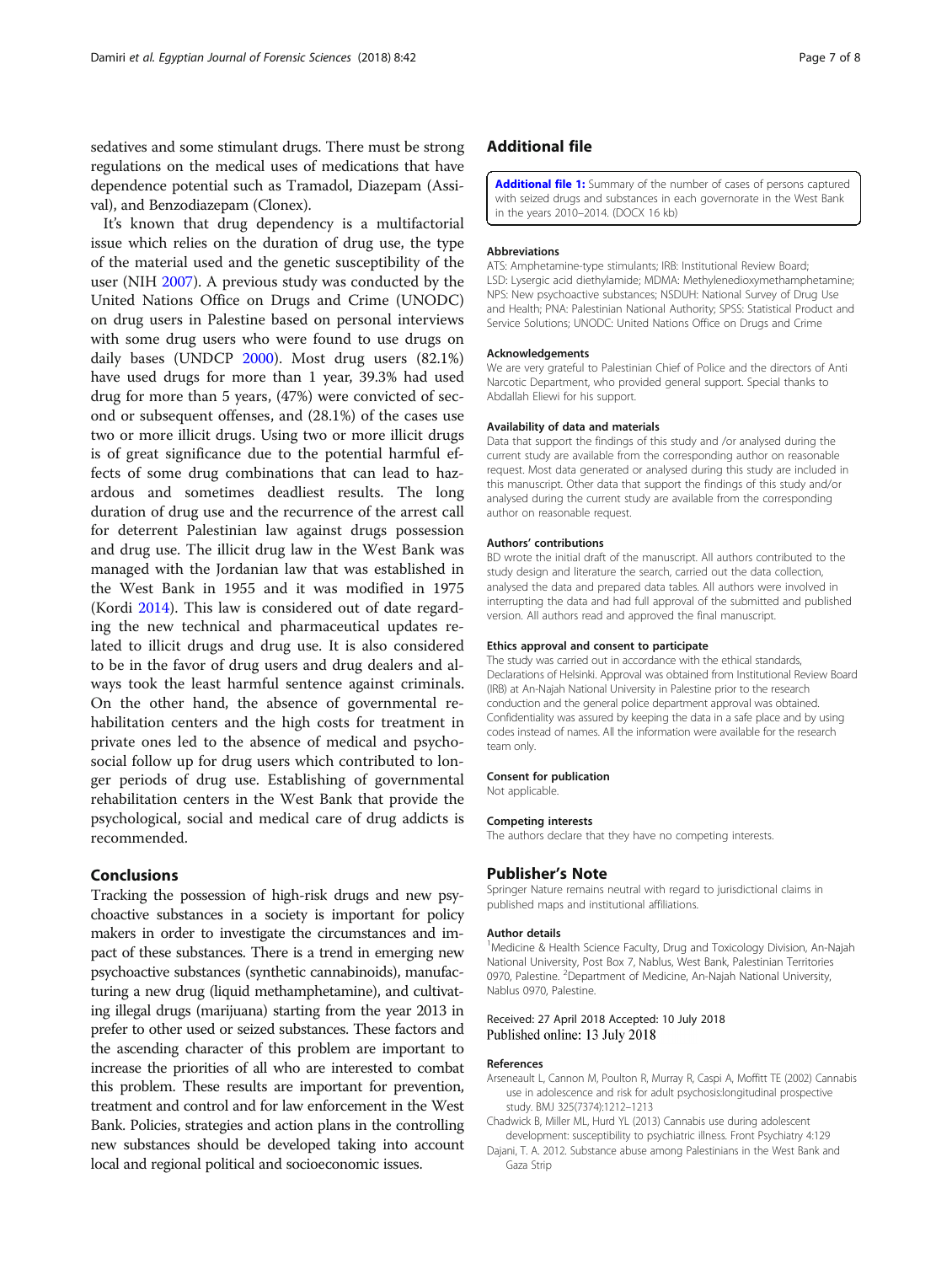sedatives and some stimulant drugs. There must be strong regulations on the medical uses of medications that have dependence potential such as Tramadol, Diazepam (Assival), and Benzodiazepam (Clonex).

It's known that drug dependency is a multifactorial issue which relies on the duration of drug use, the type of the material used and the genetic susceptibility of the user (NIH 2007). A previous study was conducted by the United Nations Office on Drugs and Crime (UNODC) on drug users in Palestine based on personal interviews with some drug users who were found to use drugs on daily bases (UNDCP 2000). Most drug users (82.1%) have used drugs for more than 1 year, 39.3% had used drug for more than 5 years, (47%) were convicted of second or subsequent offenses, and (28.1%) of the cases use two or more illicit drugs. Using two or more illicit drugs is of great significance due to the potential harmful effects of some drug combinations that can lead to hazardous and sometimes deadliest results. The long duration of drug use and the recurrence of the arrest call for deterrent Palestinian law against drugs possession and drug use. The illicit drug law in the West Bank was managed with the Jordanian law that was established in the West Bank in 1955 and it was modified in 1975 (Kordi 2014). This law is considered out of date regarding the new technical and pharmaceutical updates related to illicit drugs and drug use. It is also considered to be in the favor of drug users and drug dealers and always took the least harmful sentence against criminals. On the other hand, the absence of governmental rehabilitation centers and the high costs for treatment in private ones led to the absence of medical and psychosocial follow up for drug users which contributed to longer periods of drug use. Establishing of governmental rehabilitation centers in the West Bank that provide the psychological, social and medical care of drug addicts is recommended.

## Conclusions

Tracking the possession of high-risk drugs and new psychoactive substances in a society is important for policy makers in order to investigate the circumstances and impact of these substances. There is a trend in emerging new psychoactive substances (synthetic cannabinoids), manufacturing a new drug (liquid methamphetamine), and cultivating illegal drugs (marijuana) starting from the year 2013 in prefer to other used or seized substances. These factors and the ascending character of this problem are important to increase the priorities of all who are interested to combat this problem. These results are important for prevention, treatment and control and for law enforcement in the West Bank. Policies, strategies and action plans in the controlling new substances should be developed taking into account local and regional political and socioeconomic issues.

## Additional file

**Additional file 1:** Summary of the number of cases of persons captured with seized drugs and substances in each governorate in the West Bank in the years 2010–2014. (DOCX 16 kb)

#### Abbreviations

ATS: Amphetamine-type stimulants; IRB: Institutional Review Board; LSD: Lysergic acid diethylamide; MDMA: Methylenedioxymethamphetamine; NPS: New psychoactive substances; NSDUH: National Survey of Drug Use and Health; PNA: Palestinian National Authority; SPSS: Statistical Product and Service Solutions; UNODC: United Nations Office on Drugs and Crime

#### Acknowledgements

We are very grateful to Palestinian Chief of Police and the directors of Anti Narcotic Department, who provided general support. Special thanks to Abdallah Eliewi for his support.

#### Availability of data and materials

Data that support the findings of this study and /or analysed during the current study are available from the corresponding author on reasonable request. Most data generated or analysed during this study are included in this manuscript. Other data that support the findings of this study and/or analysed during the current study are available from the corresponding author on reasonable request.

#### Authors' contributions

BD wrote the initial draft of the manuscript. All authors contributed to the study design and literature the search, carried out the data collection, analysed the data and prepared data tables. All authors were involved in interrupting the data and had full approval of the submitted and published version. All authors read and approved the final manuscript.

#### Ethics approval and consent to participate

The study was carried out in accordance with the ethical standards, Declarations of Helsinki. Approval was obtained from Institutional Review Board (IRB) at An-Najah National University in Palestine prior to the research conduction and the general police department approval was obtained. Confidentiality was assured by keeping the data in a safe place and by using codes instead of names. All the information were available for the research team only.

#### Consent for publication

Not applicable.

#### Competing interests

The authors declare that they have no competing interests.

## Publisher's Note

Springer Nature remains neutral with regard to jurisdictional claims in published maps and institutional affiliations.

#### Author details

[1]Medicine & Health Science Faculty, Drug and Toxicology Division, An-Najah National University, Post Box 7, Nablus, West Bank, Palestinian Territories 0970, Palestine. [2]Department of Medicine, An-Najah National University, Nablus 0970, Palestine.

Received: 27 April 2018 Accepted: 10 July 2018
Published online: 13 July 2018

#### References

Arseneault L, Cannon M, Poulton R, Murray R, Caspi A, Moffitt TE (2002) Cannabis use in adolescence and risk for adult psychosis:longitudinal prospective study. BMJ 325(7374):1212–1213

Chadwick B, Miller ML, Hurd YL (2013) Cannabis use during adolescent development: susceptibility to psychiatric illness. Front Psychiatry 4:129

Dajani, T. A. 2012. Substance abuse among Palestinians in the West Bank and Gaza Strip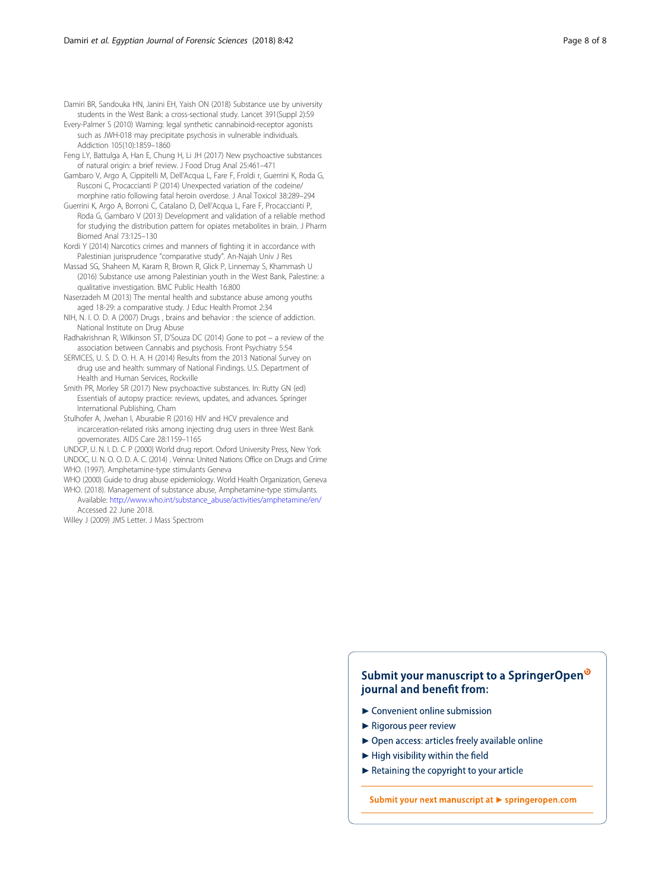Damiri BR, Sandouka HN, Janini EH, Yaish ON (2018) Substance use by university students in the West Bank: a cross-sectional study. Lancet 391(Suppl 2):S9

Every-Palmer S (2010) Warning: legal synthetic cannabinoid-receptor agonists such as JWH-018 may precipitate psychosis in vulnerable individuals. Addiction 105(10):1859–1860

Feng LY, Battulga A, Han E, Chung H, Li JH (2017) New psychoactive substances of natural origin: a brief review. J Food Drug Anal 25:461–471

Gambaro V, Argo A, Cippitelli M, Dell'Acqua L, Fare F, Froldi r, Guerrini K, Roda G, Rusconi C, Procaccianti P (2014) Unexpected variation of the codeine/morphine ratio following fatal heroin overdose. J Anal Toxicol 38:289–294

Guerrini K, Argo A, Borroni C, Catalano D, Dell'Acqua L, Fare F, Procaccianti P, Roda G, Gambaro V (2013) Development and validation of a reliable method for studying the distribution pattern for opiates metabolites in brain. J Pharm Biomed Anal 73:125–130

Kordi Y (2014) Narcotics crimes and manners of fighting it in accordance with Palestinian jurisprudence "comparative study". An-Najah Univ J Res

Massad SG, Shaheen M, Karam R, Brown R, Glick P, Linnemay S, Khammash U (2016) Substance use among Palestinian youth in the West Bank, Palestine: a qualitative investigation. BMC Public Health 16:800

Naserzadeh M (2013) The mental health and substance abuse among youths aged 18-29: a comparative study. J Educ Health Promot 2:34

NIH, N. I. O. D. A (2007) Drugs , brains and behavior : the science of addiction. National Institute on Drug Abuse

Radhakrishnan R, Wilkinson ST, D'Souza DC (2014) Gone to pot – a review of the association between Cannabis and psychosis. Front Psychiatry 5:54

SERVICES, U. S. D. O. H. A. H (2014) Results from the 2013 National Survey on drug use and health: summary of National Findings. U.S. Department of Health and Human Services, Rockville

Smith PR, Morley SR (2017) New psychoactive substances. In: Rutty GN (ed) Essentials of autopsy practice: reviews, updates, and advances. Springer International Publishing, Cham

Stulhofer A, Jwehan I, Aburabie R (2016) HIV and HCV prevalence and incarceration-related risks among injecting drug users in three West Bank governorates. AIDS Care 28:1159–1165

UNDCP, U. N. I. D. C. P (2000) World drug report. Oxford University Press, New York

UNDOC, U. N. O. O. D. A. C. (2014) . Veinna: United Nations Office on Drugs and Crime

WHO. (1997). Amphetamine-type stimulants Geneva

WHO (2000) Guide to drug abuse epidemiology. World Health Organization, Geneva

WHO. (2018). Management of substance abuse, Amphetamine-type stimulants. Available: http://www.who.int/substance_abuse/activities/amphetamine/en/ Accessed 22 June 2018.

Willey J (2009) JMS Letter. J Mass Spectrom